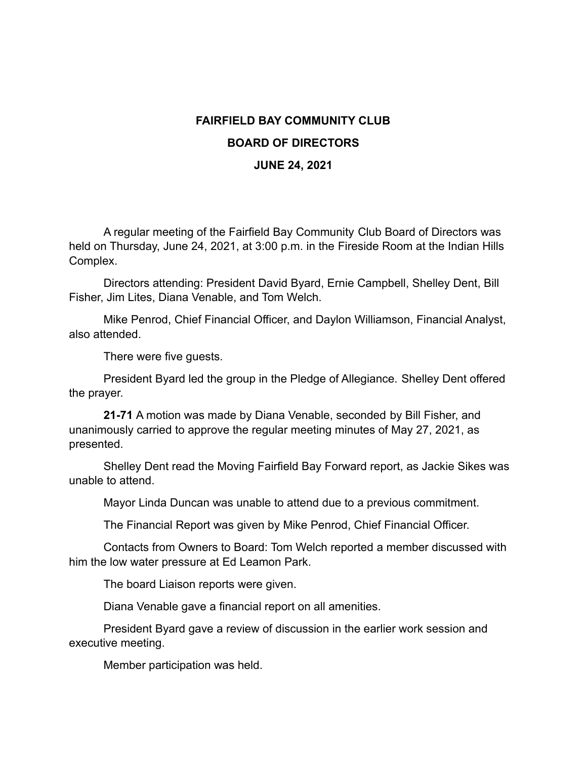# FAIRFIELD BAY COMMUNITY CLUB

## BOARD OF DIRECTORS

### JUNE 24, 2021

A regular meeting of the Fairfield Bay Community Club Board of Directors was held on Thursday, June 24, 2021, at 3:00 p.m. in the Fireside Room at the Indian Hills Complex.

Directors attending: President David Byard, Ernie Campbell, Shelley Dent, Bill Fisher, Jim Lites, Diana Venable, and Tom Welch.

Mike Penrod, Chief Financial Officer, and Daylon Williamson, Financial Analyst, also attended.

There were five guests.

President Byard led the group in the Pledge of Allegiance. Shelley Dent offered the prayer.

**21-71** A motion was made by Diana Venable, seconded by Bill Fisher, and unanimously carried to approve the regular meeting minutes of May 27, 2021, as presented.

Shelley Dent read the Moving Fairfield Bay Forward report, as Jackie Sikes was unable to attend.

Mayor Linda Duncan was unable to attend due to a previous commitment.

The Financial Report was given by Mike Penrod, Chief Financial Officer.

Contacts from Owners to Board: Tom Welch reported a member discussed with him the low water pressure at Ed Leamon Park.

The board Liaison reports were given.

Diana Venable gave a financial report on all amenities.

President Byard gave a review of discussion in the earlier work session and executive meeting.

Member participation was held.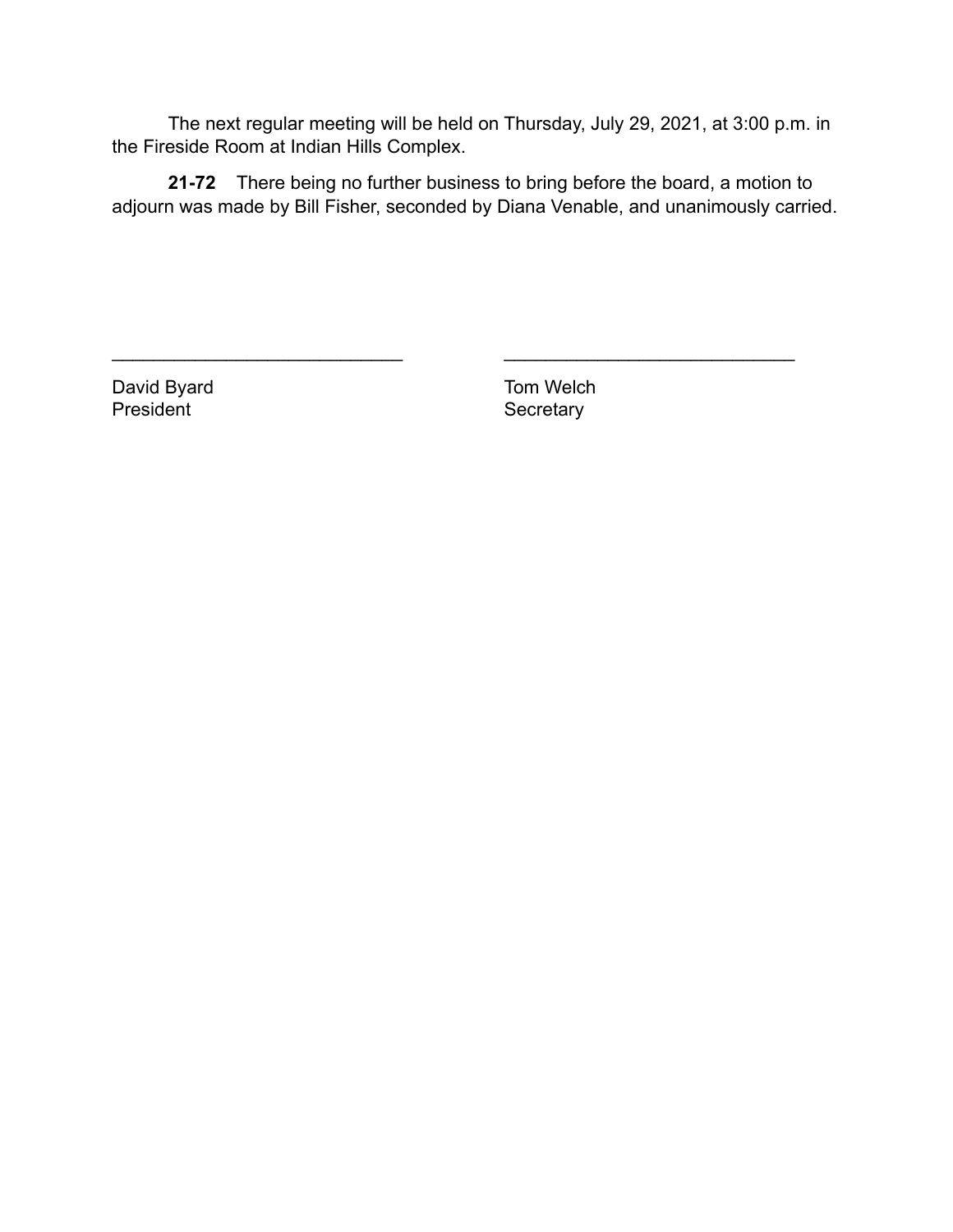The next regular meeting will be held on Thursday, July 29, 2021, at 3:00 p.m. in the Fireside Room at Indian Hills Complex.

**21-72** There being no further business to bring before the board, a motion to adjourn was made by Bill Fisher, seconded by Diana Venable, and unanimously carried.

| | |
|---|---|
| ____________________________ | ____________________________ |
| David Byard | Tom Welch |
| President | Secretary |